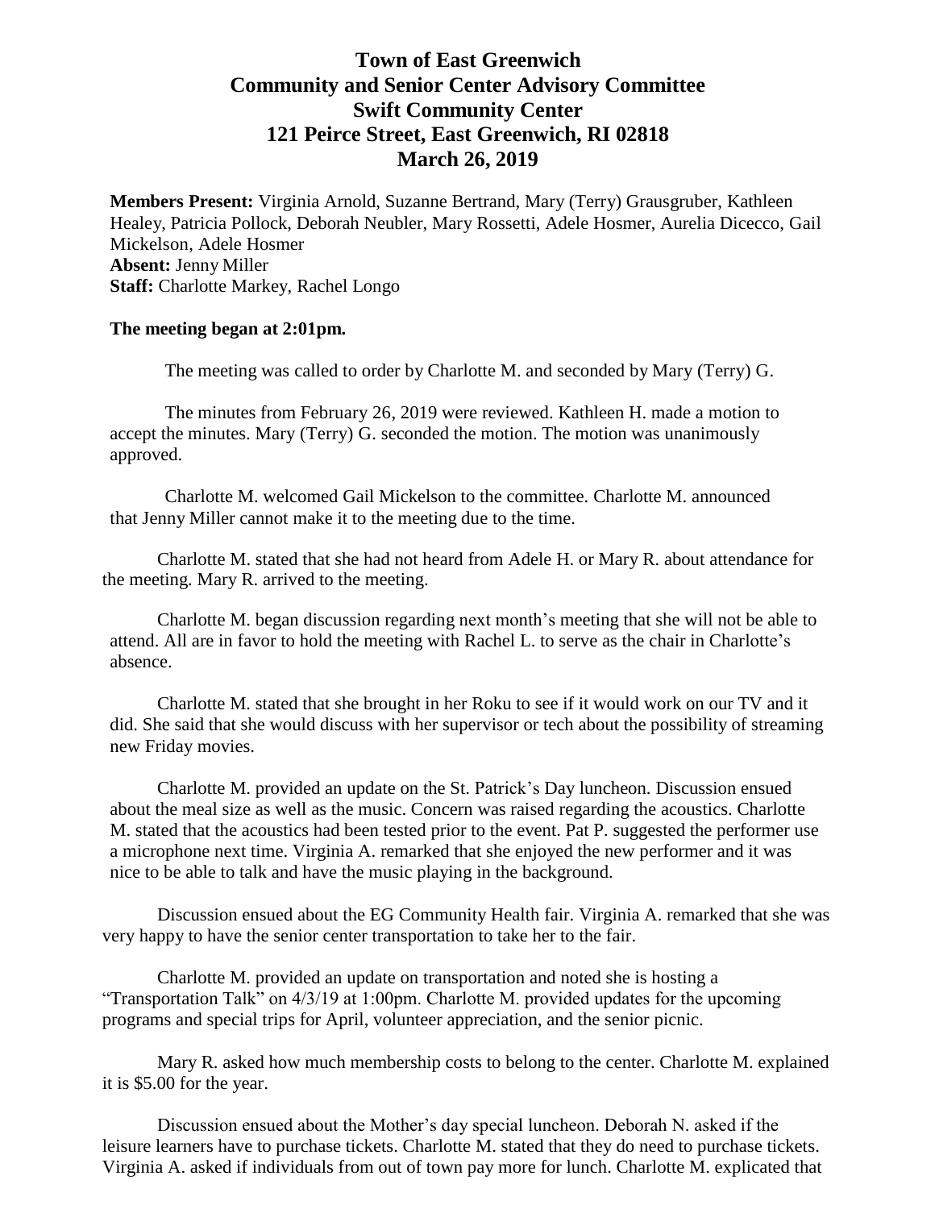# Town of East Greenwich
# Community and Senior Center Advisory Committee
# Swift Community Center
# 121 Peirce Street, East Greenwich, RI 02818
# March 26, 2019

**Members Present:** Virginia Arnold, Suzanne Bertrand, Mary (Terry) Grausgruber, Kathleen Healey, Patricia Pollock, Deborah Neubler, Mary Rossetti, Adele Hosmer, Aurelia Dicecco, Gail Mickelson, Adele Hosmer
**Absent:** Jenny Miller
**Staff:** Charlotte Markey, Rachel Longo

**The meeting began at 2:01pm.**

The meeting was called to order by Charlotte M. and seconded by Mary (Terry) G.

The minutes from February 26, 2019 were reviewed. Kathleen H. made a motion to accept the minutes. Mary (Terry) G. seconded the motion. The motion was unanimously approved.

Charlotte M. welcomed Gail Mickelson to the committee. Charlotte M. announced that Jenny Miller cannot make it to the meeting due to the time.

Charlotte M. stated that she had not heard from Adele H. or Mary R. about attendance for the meeting. Mary R. arrived to the meeting.

Charlotte M. began discussion regarding next month's meeting that she will not be able to attend. All are in favor to hold the meeting with Rachel L. to serve as the chair in Charlotte's absence.

Charlotte M. stated that she brought in her Roku to see if it would work on our TV and it did. She said that she would discuss with her supervisor or tech about the possibility of streaming new Friday movies.

Charlotte M. provided an update on the St. Patrick's Day luncheon. Discussion ensued about the meal size as well as the music. Concern was raised regarding the acoustics. Charlotte M. stated that the acoustics had been tested prior to the event. Pat P. suggested the performer use a microphone next time. Virginia A. remarked that she enjoyed the new performer and it was nice to be able to talk and have the music playing in the background.

Discussion ensued about the EG Community Health fair. Virginia A. remarked that she was very happy to have the senior center transportation to take her to the fair.

Charlotte M. provided an update on transportation and noted she is hosting a "Transportation Talk" on 4/3/19 at 1:00pm. Charlotte M. provided updates for the upcoming programs and special trips for April, volunteer appreciation, and the senior picnic.

Mary R. asked how much membership costs to belong to the center. Charlotte M. explained it is $5.00 for the year.

Discussion ensued about the Mother's day special luncheon. Deborah N. asked if the leisure learners have to purchase tickets. Charlotte M. stated that they do need to purchase tickets. Virginia A. asked if individuals from out of town pay more for lunch. Charlotte M. explicated that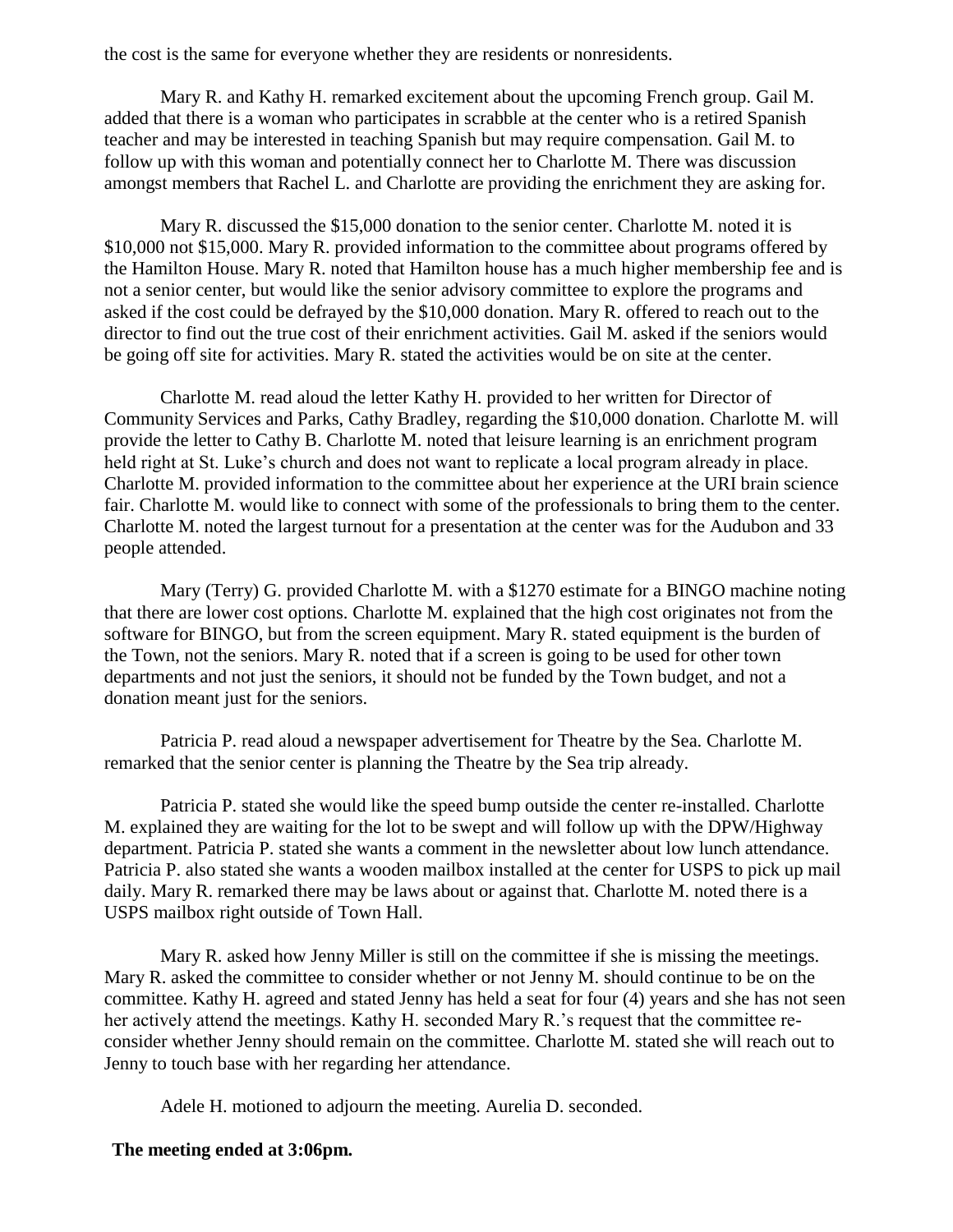the cost is the same for everyone whether they are residents or nonresidents.

Mary R. and Kathy H. remarked excitement about the upcoming French group. Gail M. added that there is a woman who participates in scrabble at the center who is a retired Spanish teacher and may be interested in teaching Spanish but may require compensation. Gail M. to follow up with this woman and potentially connect her to Charlotte M. There was discussion amongst members that Rachel L. and Charlotte are providing the enrichment they are asking for.

Mary R. discussed the $15,000 donation to the senior center. Charlotte M. noted it is $10,000 not $15,000. Mary R. provided information to the committee about programs offered by the Hamilton House. Mary R. noted that Hamilton house has a much higher membership fee and is not a senior center, but would like the senior advisory committee to explore the programs and asked if the cost could be defrayed by the $10,000 donation. Mary R. offered to reach out to the director to find out the true cost of their enrichment activities. Gail M. asked if the seniors would be going off site for activities. Mary R. stated the activities would be on site at the center.

Charlotte M. read aloud the letter Kathy H. provided to her written for Director of Community Services and Parks, Cathy Bradley, regarding the $10,000 donation. Charlotte M. will provide the letter to Cathy B. Charlotte M. noted that leisure learning is an enrichment program held right at St. Luke's church and does not want to replicate a local program already in place. Charlotte M. provided information to the committee about her experience at the URI brain science fair. Charlotte M. would like to connect with some of the professionals to bring them to the center. Charlotte M. noted the largest turnout for a presentation at the center was for the Audubon and 33 people attended.

Mary (Terry) G. provided Charlotte M. with a $1270 estimate for a BINGO machine noting that there are lower cost options. Charlotte M. explained that the high cost originates not from the software for BINGO, but from the screen equipment. Mary R. stated equipment is the burden of the Town, not the seniors. Mary R. noted that if a screen is going to be used for other town departments and not just the seniors, it should not be funded by the Town budget, and not a donation meant just for the seniors.

Patricia P. read aloud a newspaper advertisement for Theatre by the Sea. Charlotte M. remarked that the senior center is planning the Theatre by the Sea trip already.

Patricia P. stated she would like the speed bump outside the center re-installed. Charlotte M. explained they are waiting for the lot to be swept and will follow up with the DPW/Highway department. Patricia P. stated she wants a comment in the newsletter about low lunch attendance. Patricia P. also stated she wants a wooden mailbox installed at the center for USPS to pick up mail daily. Mary R. remarked there may be laws about or against that. Charlotte M. noted there is a USPS mailbox right outside of Town Hall.

Mary R. asked how Jenny Miller is still on the committee if she is missing the meetings. Mary R. asked the committee to consider whether or not Jenny M. should continue to be on the committee. Kathy H. agreed and stated Jenny has held a seat for four (4) years and she has not seen her actively attend the meetings. Kathy H. seconded Mary R.'s request that the committee re-consider whether Jenny should remain on the committee. Charlotte M. stated she will reach out to Jenny to touch base with her regarding her attendance.

Adele H. motioned to adjourn the meeting. Aurelia D. seconded.

**The meeting ended at 3:06pm.**